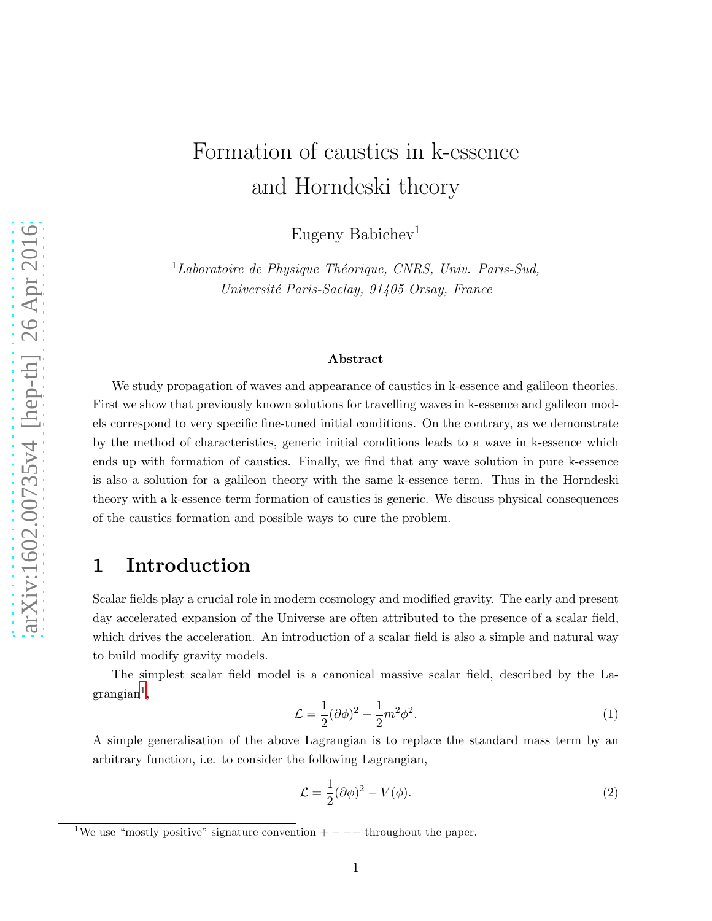# Formation of caustics in k-essence and Horndeski theory

Eugeny Babichev[1]

[1]*Laboratoire de Physique Théorique, CNRS, Univ. Paris-Sud, Université Paris-Saclay, 91405 Orsay, France*

### Abstract

We study propagation of waves and appearance of caustics in k-essence and galileon theories. First we show that previously known solutions for travelling waves in k-essence and galileon models correspond to very specific fine-tuned initial conditions. On the contrary, as we demonstrate by the method of characteristics, generic initial conditions leads to a wave in k-essence which ends up with formation of caustics. Finally, we find that any wave solution in pure k-essence is also a solution for a galileon theory with the same k-essence term. Thus in the Horndeski theory with a k-essence term formation of caustics is generic. We discuss physical consequences of the caustics formation and possible ways to cure the problem.

## 1 Introduction

Scalar fields play a crucial role in modern cosmology and modified gravity. The early and present day accelerated expansion of the Universe are often attributed to the presence of a scalar field, which drives the acceleration. An introduction of a scalar field is also a simple and natural way to build modify gravity models.

The simplest scalar field model is a canonical massive scalar field, described by the Lagrangian[1],

$$\mathcal{L} = \frac{1}{2}(\partial\phi)^2 - \frac{1}{2}m^2\phi^2. \tag{1}$$

A simple generalisation of the above Lagrangian is to replace the standard mass term by an arbitrary function, i.e. to consider the following Lagrangian,

$$\mathcal{L} = \frac{1}{2}(\partial\phi)^2 - V(\phi). \tag{2}$$

[1]We use "mostly positive" signature convention $+---$ throughout the paper.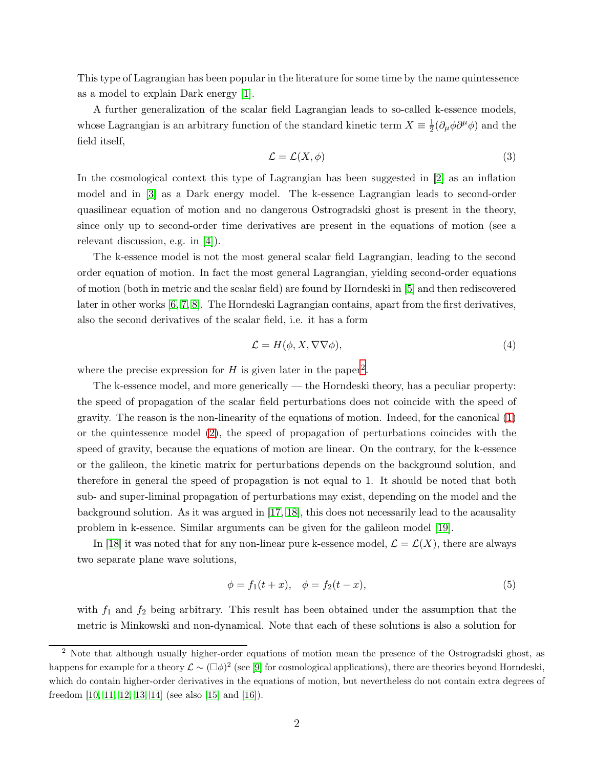This type of Lagrangian has been popular in the literature for some time by the name quintessence as a model to explain Dark energy [1].

A further generalization of the scalar field Lagrangian leads to so-called k-essence models, whose Lagrangian is an arbitrary function of the standard kinetic term $X \equiv \frac{1}{2}(\partial_\mu \phi \partial^\mu \phi)$ and the field itself,

$$\mathcal{L} = \mathcal{L}(X, \phi) \tag{3}$$

In the cosmological context this type of Lagrangian has been suggested in [2] as an inflation model and in [3] as a Dark energy model. The k-essence Lagrangian leads to second-order quasilinear equation of motion and no dangerous Ostrogradski ghost is present in the theory, since only up to second-order time derivatives are present in the equations of motion (see a relevant discussion, e.g. in [4]).

The k-essence model is not the most general scalar field Lagrangian, leading to the second order equation of motion. In fact the most general Lagrangian, yielding second-order equations of motion (both in metric and the scalar field) are found by Horndeski in [5] and then rediscovered later in other works [6, 7, 8]. The Horndeski Lagrangian contains, apart from the first derivatives, also the second derivatives of the scalar field, i.e. it has a form

$$\mathcal{L} = H(\phi, X, \nabla\nabla\phi), \tag{4}$$

where the precise expression for $H$ is given later in the paper[2].

The k-essence model, and more generically — the Horndeski theory, has a peculiar property: the speed of propagation of the scalar field perturbations does not coincide with the speed of gravity. The reason is the non-linearity of the equations of motion. Indeed, for the canonical (1) or the quintessence model (2), the speed of propagation of perturbations coincides with the speed of gravity, because the equations of motion are linear. On the contrary, for the k-essence or the galileon, the kinetic matrix for perturbations depends on the background solution, and therefore in general the speed of propagation is not equal to 1. It should be noted that both sub- and super-liminal propagation of perturbations may exist, depending on the model and the background solution. As it was argued in [17, 18], this does not necessarily lead to the acausality problem in k-essence. Similar arguments can be given for the galileon model [19].

In [18] it was noted that for any non-linear pure k-essence model, $\mathcal{L} = \mathcal{L}(X)$, there are always two separate plane wave solutions,

$$\phi = f_1(t + x), \quad \phi = f_2(t - x), \tag{5}$$

with $f_1$ and $f_2$ being arbitrary. This result has been obtained under the assumption that the metric is Minkowski and non-dynamical. Note that each of these solutions is also a solution for

[2] Note that although usually higher-order equations of motion mean the presence of the Ostrogradski ghost, as happens for example for a theory $\mathcal{L} \sim (\Box\phi)^2$ (see [9] for cosmological applications), there are theories beyond Horndeski, which do contain higher-order derivatives in the equations of motion, but nevertheless do not contain extra degrees of freedom [10, 11, 12, 13, 14] (see also [15] and [16]).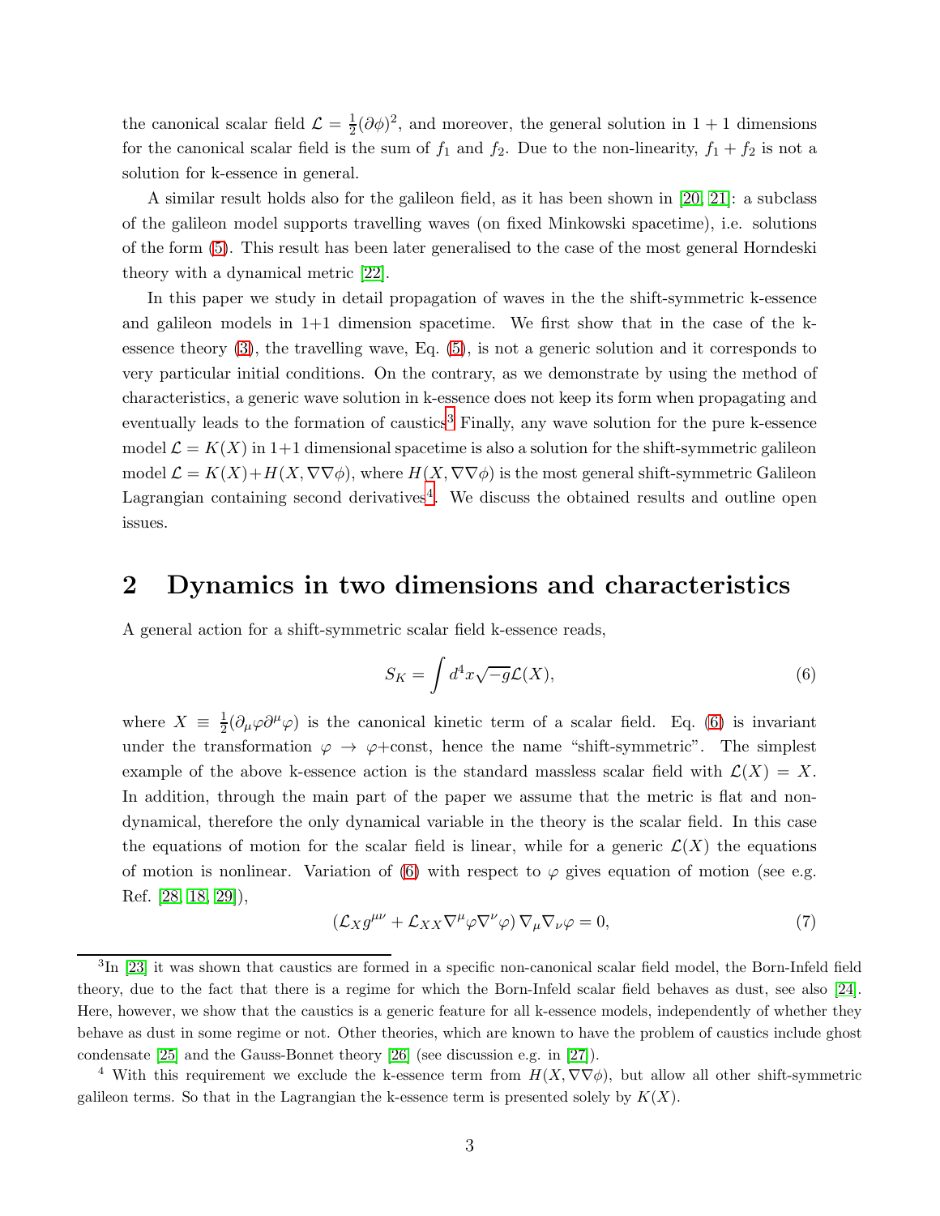the canonical scalar field $\mathcal{L} = \frac{1}{2}(\partial\phi)^2$, and moreover, the general solution in $1+1$ dimensions for the canonical scalar field is the sum of $f_1$ and $f_2$. Due to the non-linearity, $f_1 + f_2$ is not a solution for k-essence in general.

A similar result holds also for the galileon field, as it has been shown in [20, 21]: a subclass of the galileon model supports travelling waves (on fixed Minkowski spacetime), i.e. solutions of the form (5). This result has been later generalised to the case of the most general Horndeski theory with a dynamical metric [22].

In this paper we study in detail propagation of waves in the the shift-symmetric k-essence and galileon models in 1+1 dimension spacetime. We first show that in the case of the k-essence theory (3), the travelling wave, Eq. (5), is not a generic solution and it corresponds to very particular initial conditions. On the contrary, as we demonstrate by using the method of characteristics, a generic wave solution in k-essence does not keep its form when propagating and eventually leads to the formation of caustics[3] Finally, any wave solution for the pure k-essence model $\mathcal{L} = K(X)$ in 1+1 dimensional spacetime is also a solution for the shift-symmetric galileon model $\mathcal{L} = K(X) + H(X, \nabla\nabla\phi)$, where $H(X, \nabla\nabla\phi)$ is the most general shift-symmetric Galileon Lagrangian containing second derivatives[4]. We discuss the obtained results and outline open issues.

## 2 Dynamics in two dimensions and characteristics

A general action for a shift-symmetric scalar field k-essence reads,

$$S_K = \int d^4x\sqrt{-g}\mathcal{L}(X), \tag{6}$$

where $X \equiv \frac{1}{2}(\partial_\mu\varphi\partial^\mu\varphi)$ is the canonical kinetic term of a scalar field. Eq. (6) is invariant under the transformation $\varphi \to \varphi+$const, hence the name "shift-symmetric". The simplest example of the above k-essence action is the standard massless scalar field with $\mathcal{L}(X) = X$. In addition, through the main part of the paper we assume that the metric is flat and non-dynamical, therefore the only dynamical variable in the theory is the scalar field. In this case the equations of motion for the scalar field is linear, while for a generic $\mathcal{L}(X)$ the equations of motion is nonlinear. Variation of (6) with respect to $\varphi$ gives equation of motion (see e.g. Ref. [28, 18, 29]),

$$\left(\mathcal{L}_X g^{\mu\nu} + \mathcal{L}_{XX}\nabla^\mu\varphi\nabla^\nu\varphi\right)\nabla_\mu\nabla_\nu\varphi = 0, \tag{7}$$

---

[3] In [23] it was shown that caustics are formed in a specific non-canonical scalar field model, the Born-Infeld field theory, due to the fact that there is a regime for which the Born-Infeld scalar field behaves as dust, see also [24]. Here, however, we show that the caustics is a generic feature for all k-essence models, independently of whether they behave as dust in some regime or not. Other theories, which are known to have the problem of caustics include ghost condensate [25] and the Gauss-Bonnet theory [26] (see discussion e.g. in [27]).

[4] With this requirement we exclude the k-essence term from $H(X, \nabla\nabla\phi)$, but allow all other shift-symmetric galileon terms. So that in the Lagrangian the k-essence term is presented solely by $K(X)$.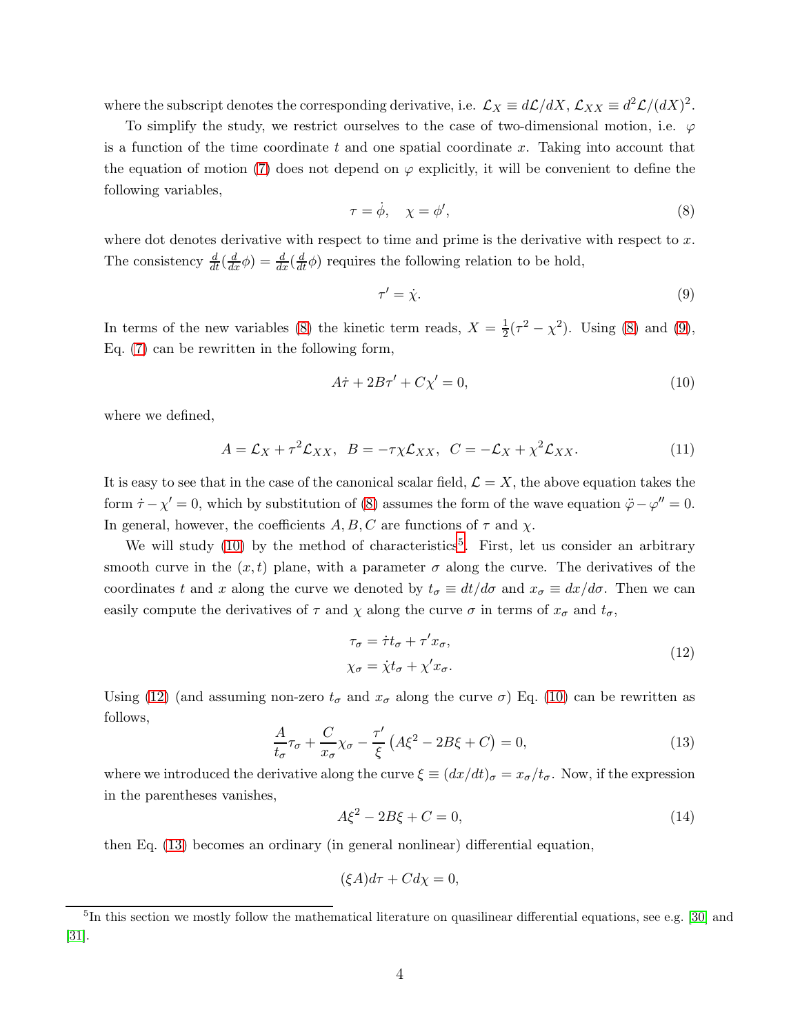where the subscript denotes the corresponding derivative, i.e. $\mathcal{L}_X \equiv d\mathcal{L}/dX$, $\mathcal{L}_{XX} \equiv d^2\mathcal{L}/(dX)^2$.

To simplify the study, we restrict ourselves to the case of two-dimensional motion, i.e. $\varphi$ is a function of the time coordinate $t$ and one spatial coordinate $x$. Taking into account that the equation of motion (7) does not depend on $\varphi$ explicitly, it will be convenient to define the following variables,

$$\tau = \dot{\phi}, \quad \chi = \phi', \tag{8}$$

where dot denotes derivative with respect to time and prime is the derivative with respect to $x$. The consistency $\frac{d}{dt}(\frac{d}{dx}\phi) = \frac{d}{dx}(\frac{d}{dt}\phi)$ requires the following relation to be hold,

$$\tau' = \dot{\chi}. \tag{9}$$

In terms of the new variables (8) the kinetic term reads, $X = \frac{1}{2}(\tau^2 - \chi^2)$. Using (8) and (9), Eq. (7) can be rewritten in the following form,

$$A\dot{\tau} + 2B\tau' + C\chi' = 0, \tag{10}$$

where we defined,

$$A = \mathcal{L}_X + \tau^2\mathcal{L}_{XX}, \;\; B = -\tau\chi\mathcal{L}_{XX}, \;\; C = -\mathcal{L}_X + \chi^2\mathcal{L}_{XX}. \tag{11}$$

It is easy to see that in the case of the canonical scalar field, $\mathcal{L} = X$, the above equation takes the form $\dot{\tau} - \chi' = 0$, which by substitution of (8) assumes the form of the wave equation $\ddot{\varphi} - \varphi'' = 0$. In general, however, the coefficients $A, B, C$ are functions of $\tau$ and $\chi$.

We will study (10) by the method of characteristics[5]. First, let us consider an arbitrary smooth curve in the $(x, t)$ plane, with a parameter $\sigma$ along the curve. The derivatives of the coordinates $t$ and $x$ along the curve we denoted by $t_\sigma \equiv dt/d\sigma$ and $x_\sigma \equiv dx/d\sigma$. Then we can easily compute the derivatives of $\tau$ and $\chi$ along the curve $\sigma$ in terms of $x_\sigma$ and $t_\sigma$,

$$\begin{aligned} \tau_\sigma &= \dot{\tau}t_\sigma + \tau' x_\sigma, \\ \chi_\sigma &= \dot{\chi}t_\sigma + \chi' x_\sigma. \end{aligned} \tag{12}$$

Using (12) (and assuming non-zero $t_\sigma$ and $x_\sigma$ along the curve $\sigma$) Eq. (10) can be rewritten as follows,

$$\frac{A}{t_\sigma}\tau_\sigma + \frac{C}{x_\sigma}\chi_\sigma - \frac{\tau'}{\xi}\left(A\xi^2 - 2B\xi + C\right) = 0, \tag{13}$$

where we introduced the derivative along the curve $\xi \equiv (dx/dt)_\sigma = x_\sigma/t_\sigma$. Now, if the expression in the parentheses vanishes,

$$A\xi^2 - 2B\xi + C = 0, \tag{14}$$

then Eq. (13) becomes an ordinary (in general nonlinear) differential equation,

$$(\xi A)d\tau + Cd\chi = 0,$$

[5]In this section we mostly follow the mathematical literature on quasilinear differential equations, see e.g. [30] and [31].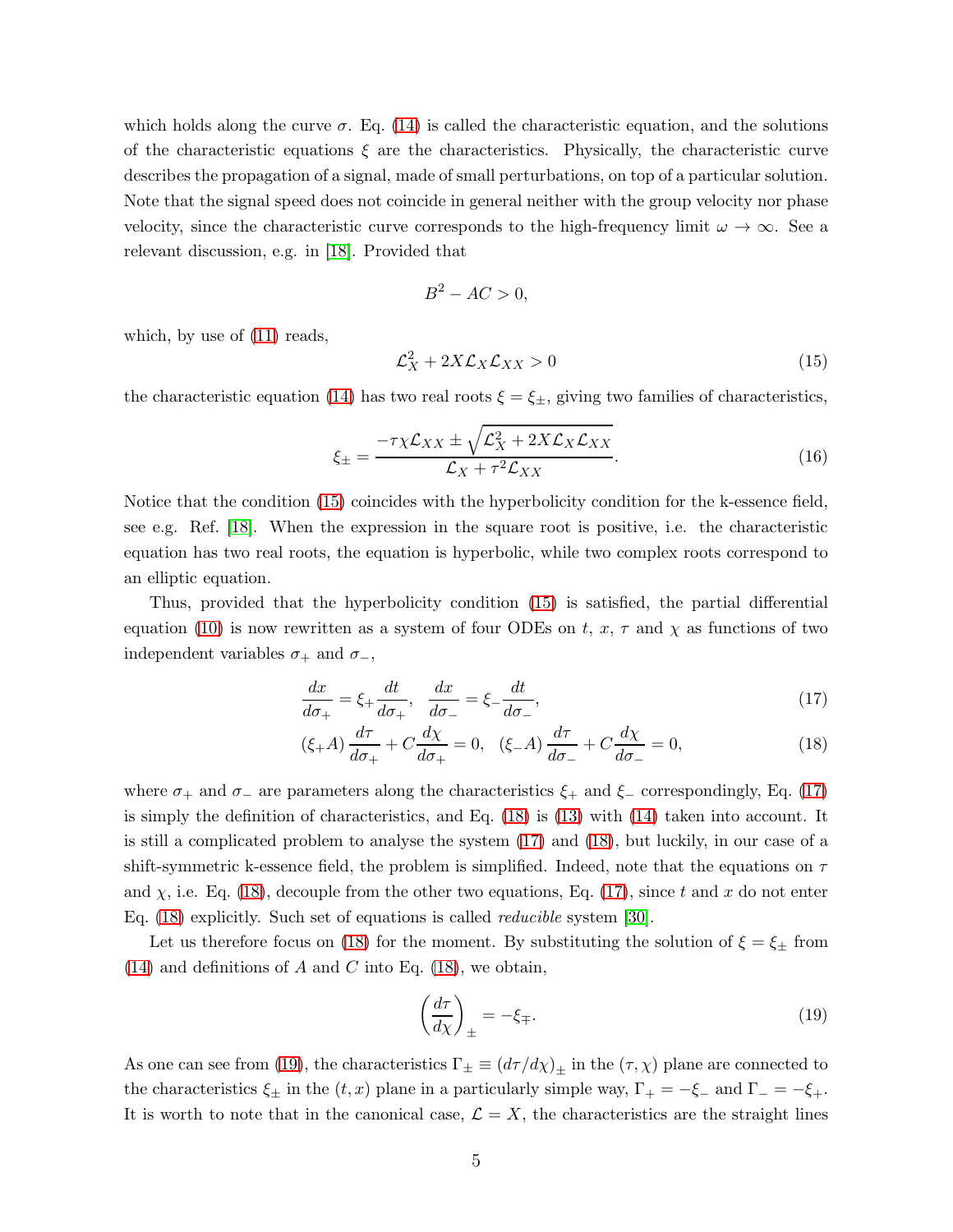which holds along the curve $\sigma$. Eq. (14) is called the characteristic equation, and the solutions of the characteristic equations $\xi$ are the characteristics. Physically, the characteristic curve describes the propagation of a signal, made of small perturbations, on top of a particular solution. Note that the signal speed does not coincide in general neither with the group velocity nor phase velocity, since the characteristic curve corresponds to the high-frequency limit $\omega \to \infty$. See a relevant discussion, e.g. in [18]. Provided that

$$B^2 - AC > 0,$$

which, by use of (11) reads,

$$\mathcal{L}_X^2 + 2X\mathcal{L}_X\mathcal{L}_{XX} > 0 \tag{15}$$

the characteristic equation (14) has two real roots $\xi = \xi_\pm$, giving two families of characteristics,

$$\xi_\pm = \frac{-\tau\chi\mathcal{L}_{XX} \pm \sqrt{\mathcal{L}_X^2 + 2X\mathcal{L}_X\mathcal{L}_{XX}}}{\mathcal{L}_X + \tau^2\mathcal{L}_{XX}}. \tag{16}$$

Notice that the condition (15) coincides with the hyperbolicity condition for the k-essence field, see e.g. Ref. [18]. When the expression in the square root is positive, i.e. the characteristic equation has two real roots, the equation is hyperbolic, while two complex roots correspond to an elliptic equation.

Thus, provided that the hyperbolicity condition (15) is satisfied, the partial differential equation (10) is now rewritten as a system of four ODEs on $t$, $x$, $\tau$ and $\chi$ as functions of two independent variables $\sigma_+$ and $\sigma_-$,

$$\frac{dx}{d\sigma_+} = \xi_+\frac{dt}{d\sigma_+}, \quad \frac{dx}{d\sigma_-} = \xi_-\frac{dt}{d\sigma_-}, \tag{17}$$

$$(\xi_+ A)\frac{d\tau}{d\sigma_+} + C\frac{d\chi}{d\sigma_+} = 0, \quad (\xi_- A)\frac{d\tau}{d\sigma_-} + C\frac{d\chi}{d\sigma_-} = 0, \tag{18}$$

where $\sigma_+$ and $\sigma_-$ are parameters along the characteristics $\xi_+$ and $\xi_-$ correspondingly, Eq. (17) is simply the definition of characteristics, and Eq. (18) is (13) with (14) taken into account. It is still a complicated problem to analyse the system (17) and (18), but luckily, in our case of a shift-symmetric k-essence field, the problem is simplified. Indeed, note that the equations on $\tau$ and $\chi$, i.e. Eq. (18), decouple from the other two equations, Eq. (17), since $t$ and $x$ do not enter Eq. (18) explicitly. Such set of equations is called *reducible* system [30].

Let us therefore focus on (18) for the moment. By substituting the solution of $\xi = \xi_\pm$ from (14) and definitions of $A$ and $C$ into Eq. (18), we obtain,

$$\left(\frac{d\tau}{d\chi}\right)_\pm = -\xi_\mp. \tag{19}$$

As one can see from (19), the characteristics $\Gamma_\pm \equiv (d\tau/d\chi)_\pm$ in the $(\tau, \chi)$ plane are connected to the characteristics $\xi_\pm$ in the $(t, x)$ plane in a particularly simple way, $\Gamma_+ = -\xi_-$ and $\Gamma_- = -\xi_+$. It is worth to note that in the canonical case, $\mathcal{L} = X$, the characteristics are the straight lines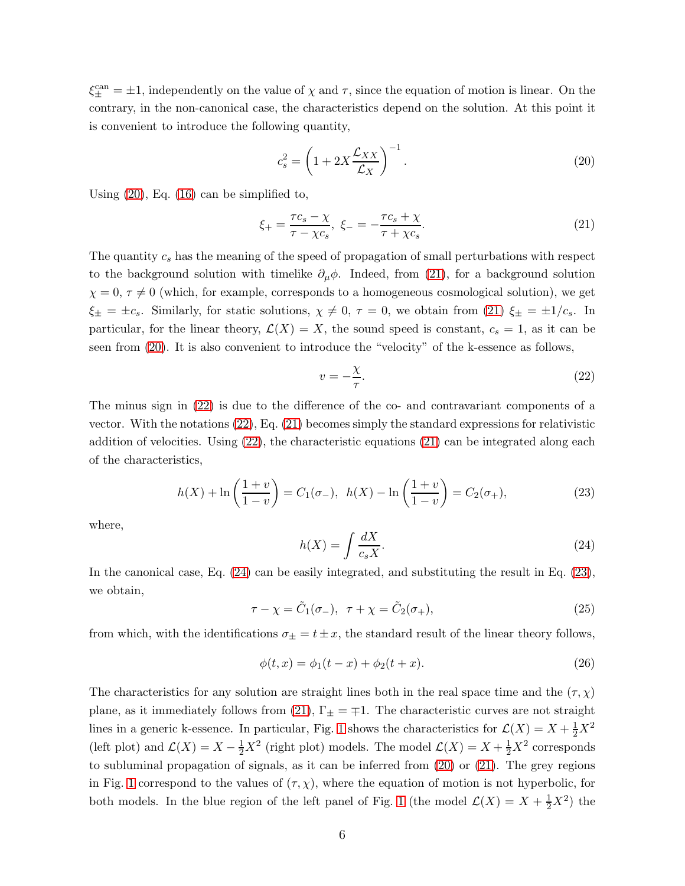$\xi_{\pm}^{\rm can} = \pm 1$, independently on the value of $\chi$ and $\tau$, since the equation of motion is linear. On the contrary, in the non-canonical case, the characteristics depend on the solution. At this point it is convenient to introduce the following quantity,

$$c_s^2 = \left(1 + 2X\frac{\mathcal{L}_{XX}}{\mathcal{L}_X}\right)^{-1}. \tag{20}$$

Using (20), Eq. (16) can be simplified to,

$$\xi_+ = \frac{\tau c_s - \chi}{\tau - \chi c_s},\ \xi_- = -\frac{\tau c_s + \chi}{\tau + \chi c_s}. \tag{21}$$

The quantity $c_s$ has the meaning of the speed of propagation of small perturbations with respect to the background solution with timelike $\partial_\mu \phi$. Indeed, from (21), for a background solution $\chi = 0$, $\tau \neq 0$ (which, for example, corresponds to a homogeneous cosmological solution), we get $\xi_{\pm} = \pm c_s$. Similarly, for static solutions, $\chi \neq 0$, $\tau = 0$, we obtain from (21) $\xi_{\pm} = \pm 1/c_s$. In particular, for the linear theory, $\mathcal{L}(X) = X$, the sound speed is constant, $c_s = 1$, as it can be seen from (20). It is also convenient to introduce the "velocity" of the k-essence as follows,

$$v = -\frac{\chi}{\tau}. \tag{22}$$

The minus sign in (22) is due to the difference of the co- and contravariant components of a vector. With the notations (22), Eq. (21) becomes simply the standard expressions for relativistic addition of velocities. Using (22), the characteristic equations (21) can be integrated along each of the characteristics,

$$h(X) + \ln\left(\frac{1+v}{1-v}\right) = C_1(\sigma_-),\ \ h(X) - \ln\left(\frac{1+v}{1-v}\right) = C_2(\sigma_+), \tag{23}$$

where,

$$h(X) = \int \frac{dX}{c_s X}. \tag{24}$$

In the canonical case, Eq. (24) can be easily integrated, and substituting the result in Eq. (23), we obtain,

$$\tau - \chi = \tilde{C}_1(\sigma_-),\ \ \tau + \chi = \tilde{C}_2(\sigma_+), \tag{25}$$

from which, with the identifications $\sigma_{\pm} = t \pm x$, the standard result of the linear theory follows,

$$\phi(t, x) = \phi_1(t - x) + \phi_2(t + x). \tag{26}$$

The characteristics for any solution are straight lines both in the real space time and the $(\tau, \chi)$ plane, as it immediately follows from (21), $\Gamma_{\pm} = \mp 1$. The characteristic curves are not straight lines in a generic k-essence. In particular, Fig. 1 shows the characteristics for $\mathcal{L}(X) = X + \frac{1}{2}X^2$ (left plot) and $\mathcal{L}(X) = X - \frac{1}{2}X^2$ (right plot) models. The model $\mathcal{L}(X) = X + \frac{1}{2}X^2$ corresponds to subluminal propagation of signals, as it can be inferred from (20) or (21). The grey regions in Fig. 1 correspond to the values of $(\tau, \chi)$, where the equation of motion is not hyperbolic, for both models. In the blue region of the left panel of Fig. 1 (the model $\mathcal{L}(X) = X + \frac{1}{2}X^2$) the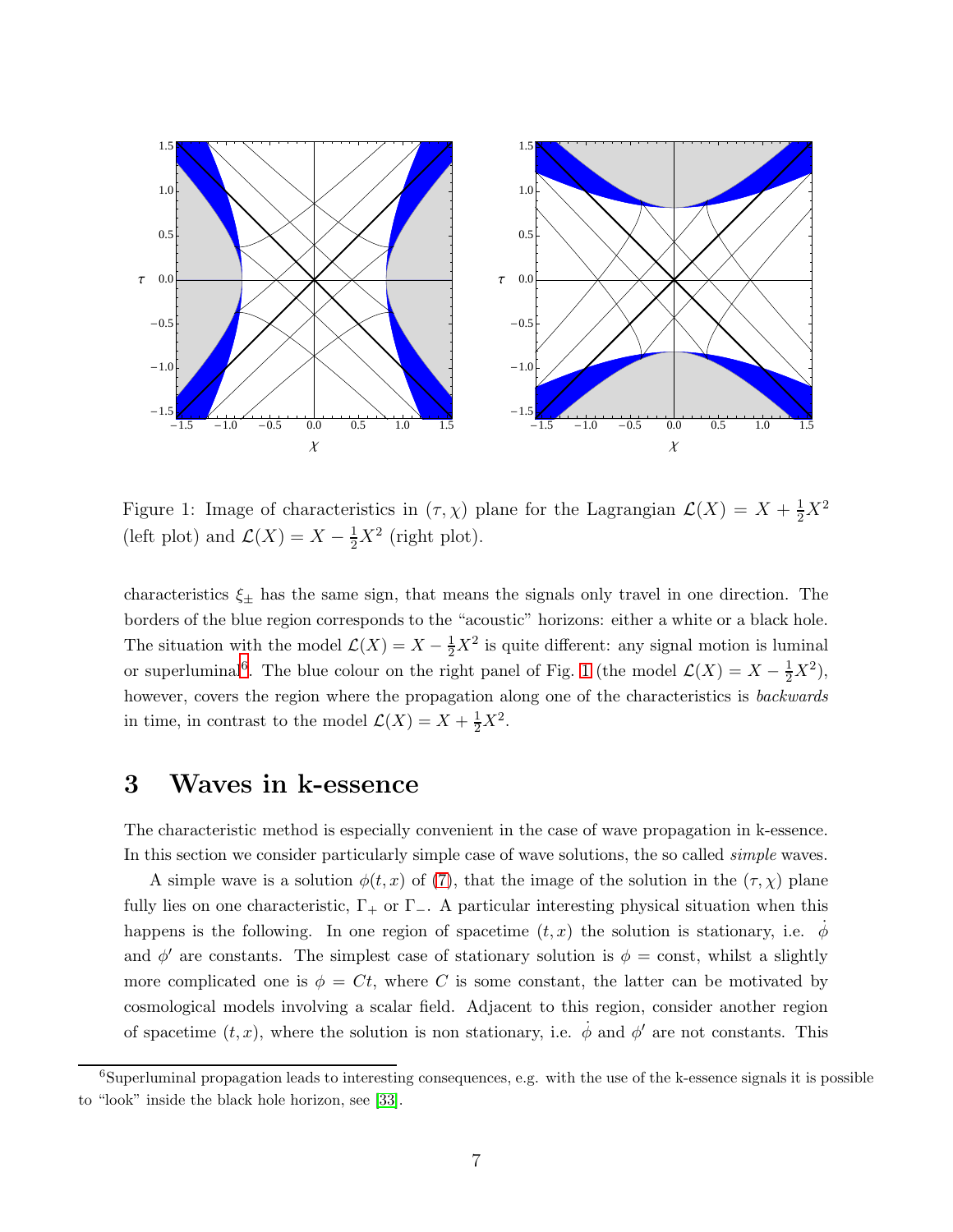Figure 1: Image of characteristics in $(\tau, \chi)$ plane for the Lagrangian $\mathcal{L}(X) = X + \frac{1}{2}X^2$ (left plot) and $\mathcal{L}(X) = X - \frac{1}{2}X^2$ (right plot).

characteristics $\xi_\pm$ has the same sign, that means the signals only travel in one direction. The borders of the blue region corresponds to the "acoustic" horizons: either a white or a black hole. The situation with the model $\mathcal{L}(X) = X - \frac{1}{2}X^2$ is quite different: any signal motion is luminal or superluminal[6]. The blue colour on the right panel of Fig. 1 (the model $\mathcal{L}(X) = X - \frac{1}{2}X^2$), however, covers the region where the propagation along one of the characteristics is *backwards* in time, in contrast to the model $\mathcal{L}(X) = X + \frac{1}{2}X^2$.

# 3 Waves in k-essence

The characteristic method is especially convenient in the case of wave propagation in k-essence. In this section we consider particularly simple case of wave solutions, the so called *simple* waves.

A simple wave is a solution $\phi(t, x)$ of (7), that the image of the solution in the $(\tau, \chi)$ plane fully lies on one characteristic, $\Gamma_+$ or $\Gamma_-$. A particular interesting physical situation when this happens is the following. In one region of spacetime $(t, x)$ the solution is stationary, i.e. $\dot{\phi}$ and $\phi'$ are constants. The simplest case of stationary solution is $\phi = \text{const}$, whilst a slightly more complicated one is $\phi = Ct$, where $C$ is some constant, the latter can be motivated by cosmological models involving a scalar field. Adjacent to this region, consider another region of spacetime $(t, x)$, where the solution is non stationary, i.e. $\dot{\phi}$ and $\phi'$ are not constants. This

[6] Superluminal propagation leads to interesting consequences, e.g. with the use of the k-essence signals it is possible to "look" inside the black hole horizon, see [33].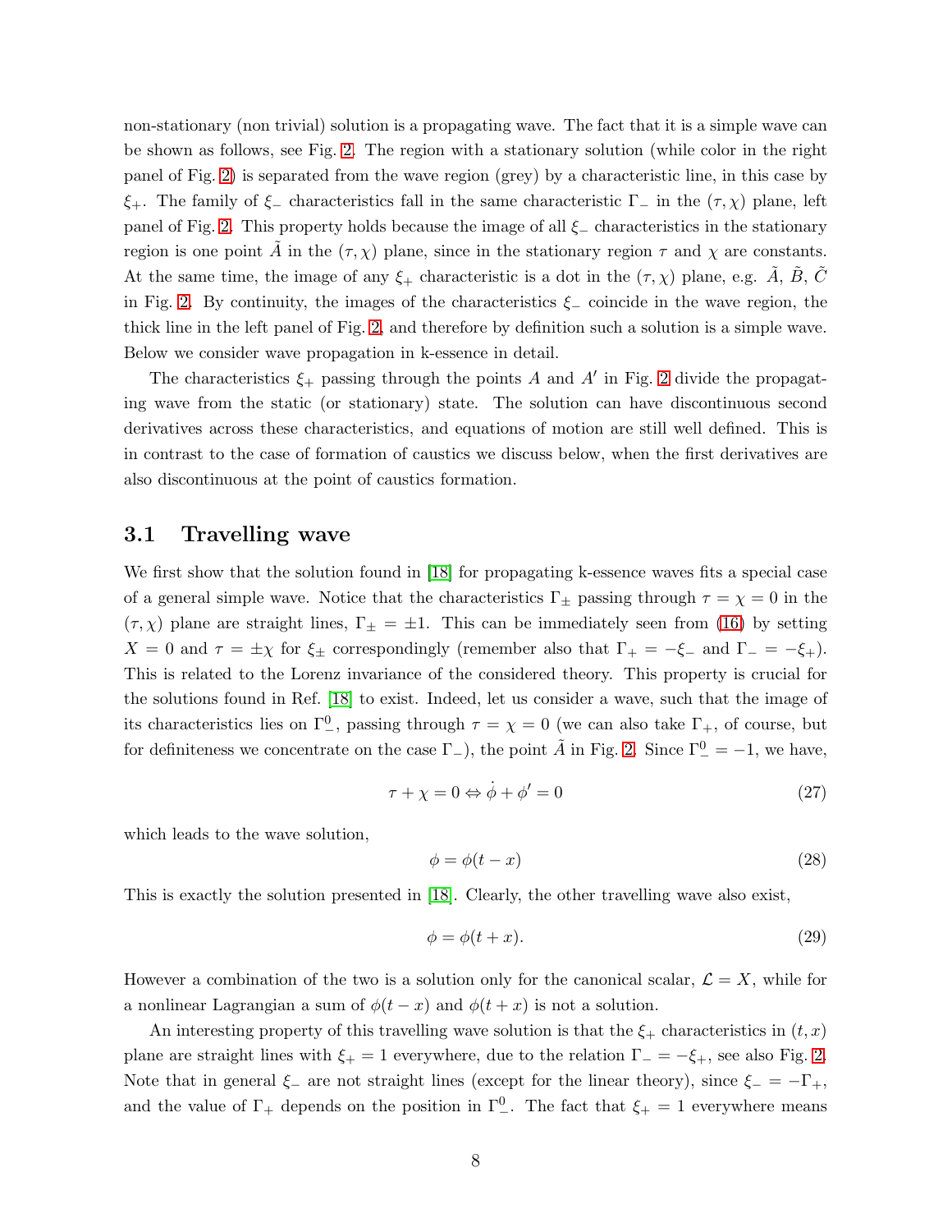non-stationary (non trivial) solution is a propagating wave. The fact that it is a simple wave can be shown as follows, see Fig. 2. The region with a stationary solution (while color in the right panel of Fig. 2) is separated from the wave region (grey) by a characteristic line, in this case by $\xi_+$. The family of $\xi_-$ characteristics fall in the same characteristic $\Gamma_-$ in the $(\tau, \chi)$ plane, left panel of Fig. 2. This property holds because the image of all $\xi_-$ characteristics in the stationary region is one point $\tilde{A}$ in the $(\tau, \chi)$ plane, since in the stationary region $\tau$ and $\chi$ are constants. At the same time, the image of any $\xi_+$ characteristic is a dot in the $(\tau, \chi)$ plane, e.g. $\tilde{A}$, $\tilde{B}$, $\tilde{C}$ in Fig. 2. By continuity, the images of the characteristics $\xi_-$ coincide in the wave region, the thick line in the left panel of Fig. 2, and therefore by definition such a solution is a simple wave. Below we consider wave propagation in k-essence in detail.

The characteristics $\xi_+$ passing through the points $A$ and $A'$ in Fig. 2 divide the propagating wave from the static (or stationary) state. The solution can have discontinuous second derivatives across these characteristics, and equations of motion are still well defined. This is in contrast to the case of formation of caustics we discuss below, when the first derivatives are also discontinuous at the point of caustics formation.

### 3.1 Travelling wave

We first show that the solution found in [18] for propagating k-essence waves fits a special case of a general simple wave. Notice that the characteristics $\Gamma_\pm$ passing through $\tau = \chi = 0$ in the $(\tau, \chi)$ plane are straight lines, $\Gamma_\pm = \pm 1$. This can be immediately seen from (16) by setting $X = 0$ and $\tau = \pm\chi$ for $\xi_\pm$ correspondingly (remember also that $\Gamma_+ = -\xi_-$ and $\Gamma_- = -\xi_+$). This is related to the Lorenz invariance of the considered theory. This property is crucial for the solutions found in Ref. [18] to exist. Indeed, let us consider a wave, such that the image of its characteristics lies on $\Gamma_-^0$, passing through $\tau = \chi = 0$ (we can also take $\Gamma_+$, of course, but for definiteness we concentrate on the case $\Gamma_-$), the point $\tilde{A}$ in Fig. 2. Since $\Gamma_-^0 = -1$, we have,

$$\tau + \chi = 0 \Leftrightarrow \dot{\phi} + \phi' = 0 \tag{27}$$

which leads to the wave solution,

$$\phi = \phi(t - x) \tag{28}$$

This is exactly the solution presented in [18]. Clearly, the other travelling wave also exist,

$$\phi = \phi(t + x). \tag{29}$$

However a combination of the two is a solution only for the canonical scalar, $\mathcal{L} = X$, while for a nonlinear Lagrangian a sum of $\phi(t - x)$ and $\phi(t + x)$ is not a solution.

An interesting property of this travelling wave solution is that the $\xi_+$ characteristics in $(t, x)$ plane are straight lines with $\xi_+ = 1$ everywhere, due to the relation $\Gamma_- = -\xi_+$, see also Fig. 2. Note that in general $\xi_-$ are not straight lines (except for the linear theory), since $\xi_- = -\Gamma_+$, and the value of $\Gamma_+$ depends on the position in $\Gamma_-^0$. The fact that $\xi_+ = 1$ everywhere means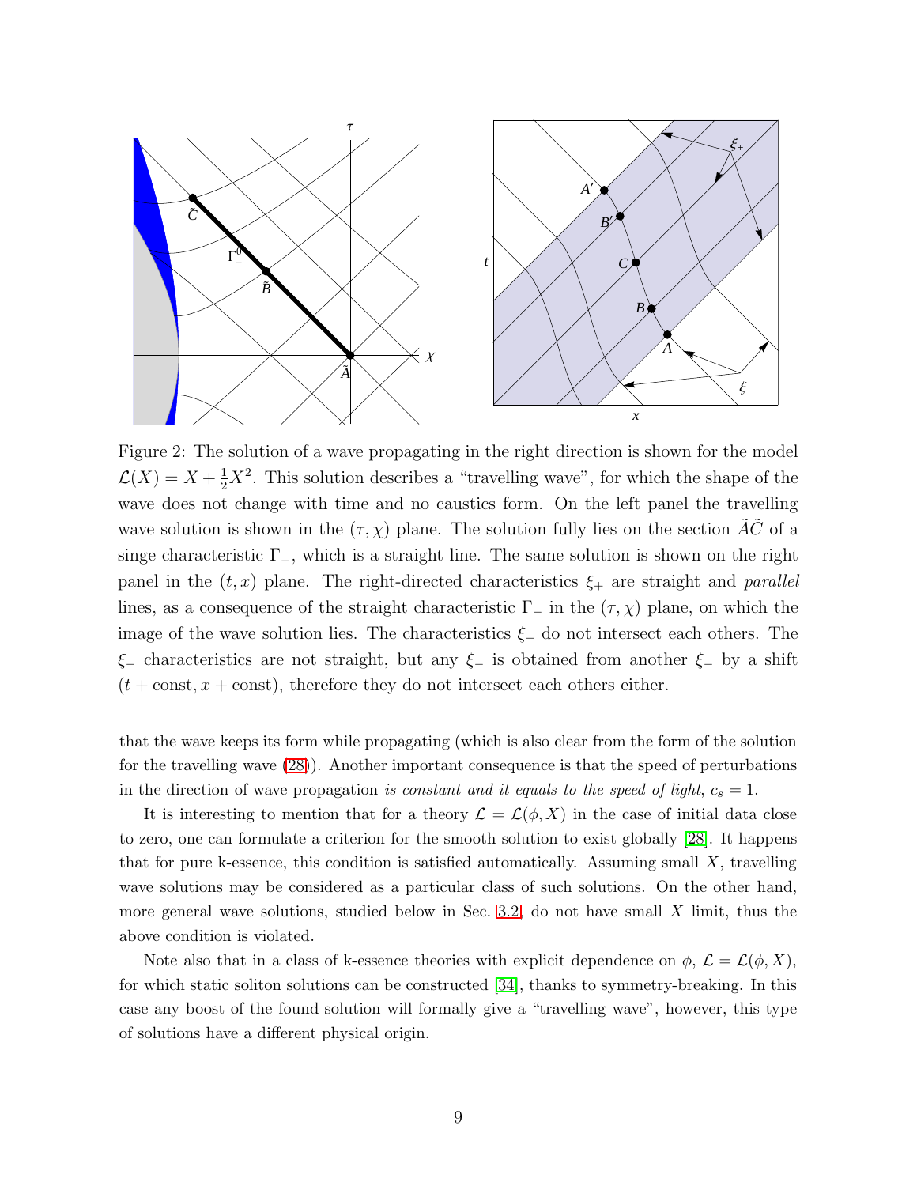Figure 2: The solution of a wave propagating in the right direction is shown for the model $\mathcal{L}(X) = X + \frac{1}{2}X^2$. This solution describes a "travelling wave", for which the shape of the wave does not change with time and no caustics form. On the left panel the travelling wave solution is shown in the $(\tau, \chi)$ plane. The solution fully lies on the section $\tilde{A}\tilde{C}$ of a singe characteristic $\Gamma_-$, which is a straight line. The same solution is shown on the right panel in the $(t, x)$ plane. The right-directed characteristics $\xi_+$ are straight and *parallel* lines, as a consequence of the straight characteristic $\Gamma_-$ in the $(\tau, \chi)$ plane, on which the image of the wave solution lies. The characteristics $\xi_+$ do not intersect each others. The $\xi_-$ characteristics are not straight, but any $\xi_-$ is obtained from another $\xi_-$ by a shift $(t + \text{const}, x + \text{const})$, therefore they do not intersect each others either.

that the wave keeps its form while propagating (which is also clear from the form of the solution for the travelling wave (28)). Another important consequence is that the speed of perturbations in the direction of wave propagation *is constant and it equals to the speed of light*, $c_s = 1$.

It is interesting to mention that for a theory $\mathcal{L} = \mathcal{L}(\phi, X)$ in the case of initial data close to zero, one can formulate a criterion for the smooth solution to exist globally [28]. It happens that for pure k-essence, this condition is satisfied automatically. Assuming small $X$, travelling wave solutions may be considered as a particular class of such solutions. On the other hand, more general wave solutions, studied below in Sec. 3.2, do not have small $X$ limit, thus the above condition is violated.

Note also that in a class of k-essence theories with explicit dependence on $\phi$, $\mathcal{L} = \mathcal{L}(\phi, X)$, for which static soliton solutions can be constructed [34], thanks to symmetry-breaking. In this case any boost of the found solution will formally give a "travelling wave", however, this type of solutions have a different physical origin.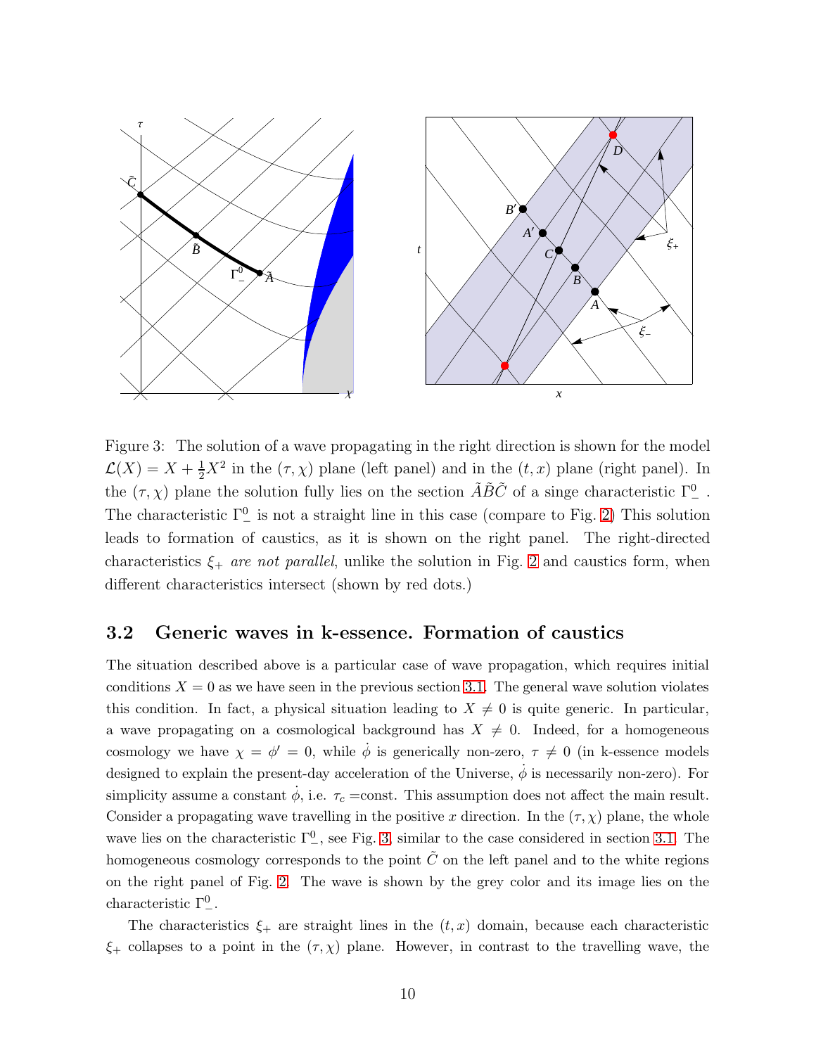Figure 3: The solution of a wave propagating in the right direction is shown for the model $\mathcal{L}(X) = X + \frac{1}{2}X^2$ in the $(\tau, \chi)$ plane (left panel) and in the $(t, x)$ plane (right panel). In the $(\tau, \chi)$ plane the solution fully lies on the section $\tilde{A}\tilde{B}\tilde{C}$ of a singe characteristic $\Gamma^0_-$ . The characteristic $\Gamma^0_-$ is not a straight line in this case (compare to Fig. 2) This solution leads to formation of caustics, as it is shown on the right panel. The right-directed characteristics $\xi_+$ *are not parallel*, unlike the solution in Fig. 2 and caustics form, when different characteristics intersect (shown by red dots.)

### 3.2 Generic waves in k-essence. Formation of caustics

The situation described above is a particular case of wave propagation, which requires initial conditions $X = 0$ as we have seen in the previous section 3.1. The general wave solution violates this condition. In fact, a physical situation leading to $X \neq 0$ is quite generic. In particular, a wave propagating on a cosmological background has $X \neq 0$. Indeed, for a homogeneous cosmology we have $\chi = \phi' = 0$, while $\dot{\phi}$ is generically non-zero, $\tau \neq 0$ (in k-essence models designed to explain the present-day acceleration of the Universe, $\dot{\phi}$ is necessarily non-zero). For simplicity assume a constant $\dot{\phi}$, i.e. $\tau_c$ =const. This assumption does not affect the main result. Consider a propagating wave travelling in the positive $x$ direction. In the $(\tau, \chi)$ plane, the whole wave lies on the characteristic $\Gamma^0_-$, see Fig. 3, similar to the case considered in section 3.1. The homogeneous cosmology corresponds to the point $\tilde{C}$ on the left panel and to the white regions on the right panel of Fig. 2. The wave is shown by the grey color and its image lies on the characteristic $\Gamma^0_-$.

The characteristics $\xi_+$ are straight lines in the $(t, x)$ domain, because each characteristic $\xi_+$ collapses to a point in the $(\tau, \chi)$ plane. However, in contrast to the travelling wave, the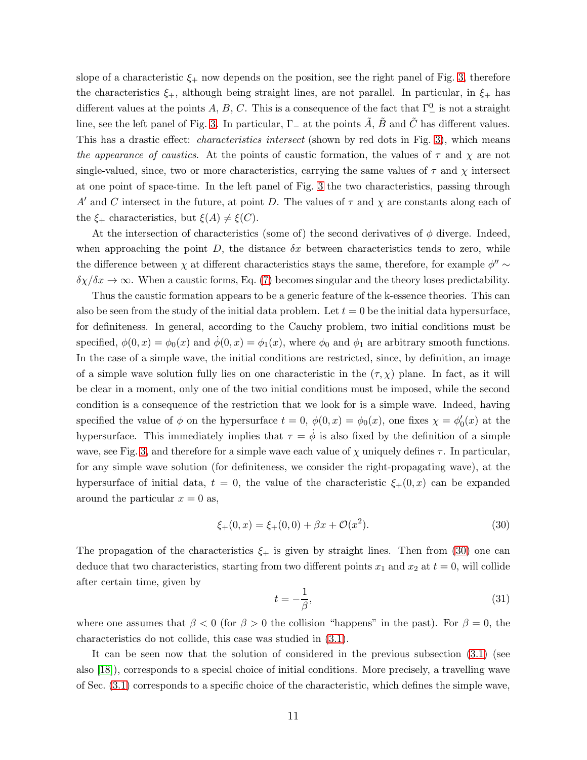slope of a characteristic $\xi_+$ now depends on the position, see the right panel of Fig. 3, therefore the characteristics $\xi_+$, although being straight lines, are not parallel. In particular, in $\xi_+$ has different values at the points $A$, $B$, $C$. This is a consequence of the fact that $\Gamma_-^0$ is not a straight line, see the left panel of Fig. 3. In particular, $\Gamma_-$ at the points $\tilde{A}$, $\tilde{B}$ and $\tilde{C}$ has different values. This has a drastic effect: *characteristics intersect* (shown by red dots in Fig. 3), which means *the appearance of caustics*. At the points of caustic formation, the values of $\tau$ and $\chi$ are not single-valued, since, two or more characteristics, carrying the same values of $\tau$ and $\chi$ intersect at one point of space-time. In the left panel of Fig. 3 the two characteristics, passing through $A'$ and $C$ intersect in the future, at point $D$. The values of $\tau$ and $\chi$ are constants along each of the $\xi_+$ characteristics, but $\xi(A) \neq \xi(C)$.

At the intersection of characteristics (some of) the second derivatives of $\phi$ diverge. Indeed, when approaching the point $D$, the distance $\delta x$ between characteristics tends to zero, while the difference between $\chi$ at different characteristics stays the same, therefore, for example $\phi'' \sim \delta\chi/\delta x \to \infty$. When a caustic forms, Eq. (7) becomes singular and the theory loses predictability.

Thus the caustic formation appears to be a generic feature of the k-essence theories. This can also be seen from the study of the initial data problem. Let $t = 0$ be the initial data hypersurface, for definiteness. In general, according to the Cauchy problem, two initial conditions must be specified, $\phi(0, x) = \phi_0(x)$ and $\dot{\phi}(0, x) = \phi_1(x)$, where $\phi_0$ and $\phi_1$ are arbitrary smooth functions. In the case of a simple wave, the initial conditions are restricted, since, by definition, an image of a simple wave solution fully lies on one characteristic in the $(\tau, \chi)$ plane. In fact, as it will be clear in a moment, only one of the two initial conditions must be imposed, while the second condition is a consequence of the restriction that we look for is a simple wave. Indeed, having specified the value of $\phi$ on the hypersurface $t = 0$, $\phi(0, x) = \phi_0(x)$, one fixes $\chi = \phi_0'(x)$ at the hypersurface. This immediately implies that $\tau = \dot{\phi}$ is also fixed by the definition of a simple wave, see Fig. 3, and therefore for a simple wave each value of $\chi$ uniquely defines $\tau$. In particular, for any simple wave solution (for definiteness, we consider the right-propagating wave), at the hypersurface of initial data, $t = 0$, the value of the characteristic $\xi_+(0, x)$ can be expanded around the particular $x = 0$ as,

$$\xi_+(0, x) = \xi_+(0, 0) + \beta x + \mathcal{O}(x^2). \tag{30}$$

The propagation of the characteristics $\xi_+$ is given by straight lines. Then from (30) one can deduce that two characteristics, starting from two different points $x_1$ and $x_2$ at $t = 0$, will collide after certain time, given by

$$t = -\frac{1}{\beta}, \tag{31}$$

where one assumes that $\beta < 0$ (for $\beta > 0$ the collision "happens" in the past). For $\beta = 0$, the characteristics do not collide, this case was studied in (3.1).

It can be seen now that the solution of considered in the previous subsection (3.1) (see also [18]), corresponds to a special choice of initial conditions. More precisely, a travelling wave of Sec. (3.1) corresponds to a specific choice of the characteristic, which defines the simple wave,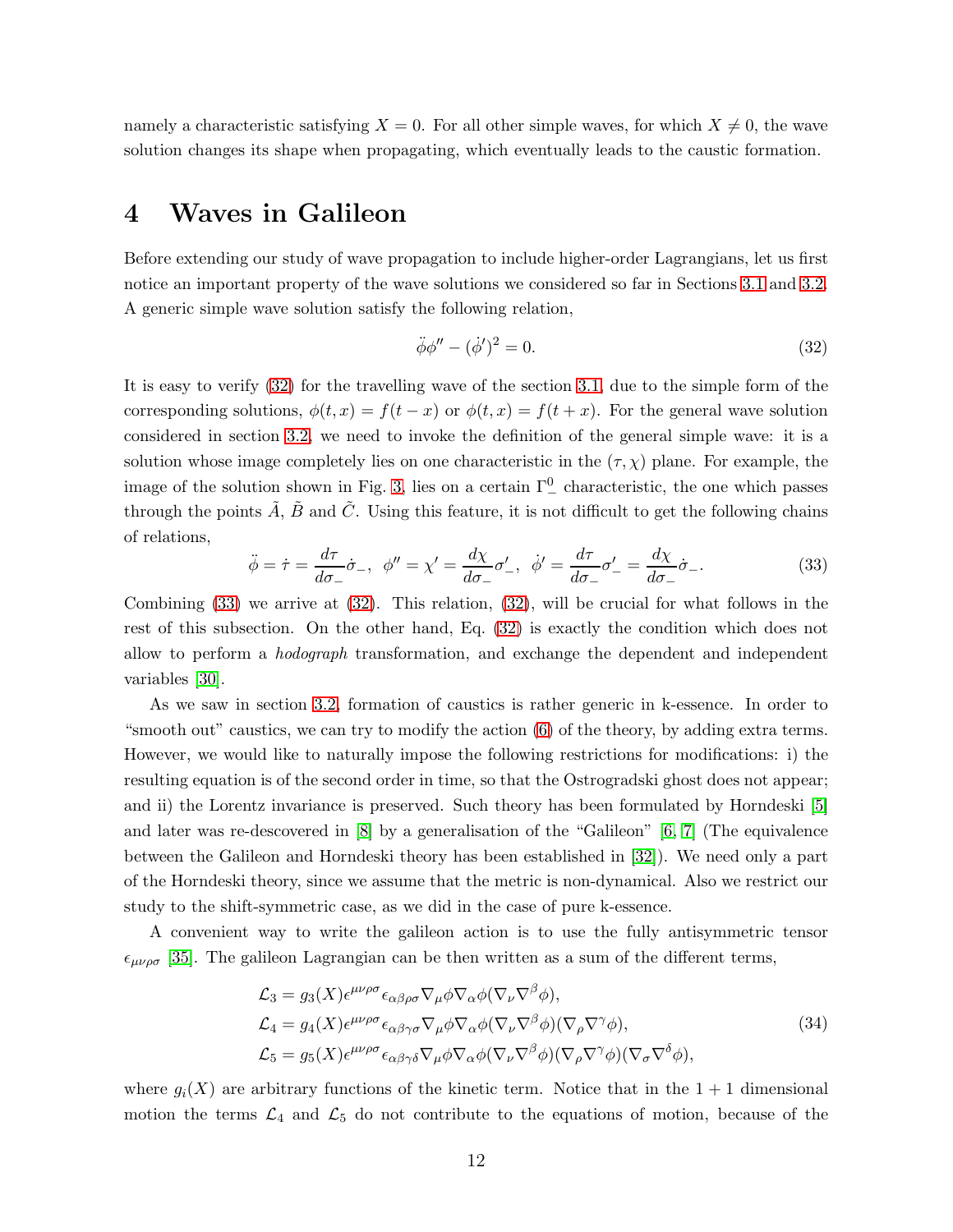namely a characteristic satisfying $X = 0$. For all other simple waves, for which $X \neq 0$, the wave solution changes its shape when propagating, which eventually leads to the caustic formation.

# 4 Waves in Galileon

Before extending our study of wave propagation to include higher-order Lagrangians, let us first notice an important property of the wave solutions we considered so far in Sections 3.1 and 3.2. A generic simple wave solution satisfy the following relation,

$$\ddot{\phi}\phi'' - (\dot{\phi}')^2 = 0. \tag{32}$$

It is easy to verify (32) for the travelling wave of the section 3.1, due to the simple form of the corresponding solutions, $\phi(t, x) = f(t - x)$ or $\phi(t, x) = f(t + x)$. For the general wave solution considered in section 3.2, we need to invoke the definition of the general simple wave: it is a solution whose image completely lies on one characteristic in the $(\tau, \chi)$ plane. For example, the image of the solution shown in Fig. 3, lies on a certain $\Gamma^0_-$ characteristic, the one which passes through the points $\tilde{A}$, $\tilde{B}$ and $\tilde{C}$. Using this feature, it is not difficult to get the following chains of relations,

$$\ddot{\phi} = \dot{\tau} = \frac{d\tau}{d\sigma_-}\dot{\sigma}_-, \;\; \phi'' = \chi' = \frac{d\chi}{d\sigma_-}\sigma'_-, \;\; \dot{\phi}' = \frac{d\tau}{d\sigma_-}\sigma'_- = \frac{d\chi}{d\sigma_-}\dot{\sigma}_-. \tag{33}$$

Combining (33) we arrive at (32). This relation, (32), will be crucial for what follows in the rest of this subsection. On the other hand, Eq. (32) is exactly the condition which does not allow to perform a *hodograph* transformation, and exchange the dependent and independent variables [30].

As we saw in section 3.2, formation of caustics is rather generic in k-essence. In order to "smooth out" caustics, we can try to modify the action (6) of the theory, by adding extra terms. However, we would like to naturally impose the following restrictions for modifications: i) the resulting equation is of the second order in time, so that the Ostrogradski ghost does not appear; and ii) the Lorentz invariance is preserved. Such theory has been formulated by Horndeski [5] and later was re-descovered in [8] by a generalisation of the "Galileon" [6, 7] (The equivalence between the Galileon and Horndeski theory has been established in [32]). We need only a part of the Horndeski theory, since we assume that the metric is non-dynamical. Also we restrict our study to the shift-symmetric case, as we did in the case of pure k-essence.

A convenient way to write the galileon action is to use the fully antisymmetric tensor $\epsilon_{\mu\nu\rho\sigma}$ [35]. The galileon Lagrangian can be then written as a sum of the different terms,

$$\begin{aligned}
\mathcal{L}_3 &= g_3(X)\epsilon^{\mu\nu\rho\sigma}\epsilon_{\alpha\beta\rho\sigma}\nabla_\mu\phi\nabla_\alpha\phi(\nabla_\nu\nabla^\beta\phi), \\
\mathcal{L}_4 &= g_4(X)\epsilon^{\mu\nu\rho\sigma}\epsilon_{\alpha\beta\gamma\sigma}\nabla_\mu\phi\nabla_\alpha\phi(\nabla_\nu\nabla^\beta\phi)(\nabla_\rho\nabla^\gamma\phi), \\
\mathcal{L}_5 &= g_5(X)\epsilon^{\mu\nu\rho\sigma}\epsilon_{\alpha\beta\gamma\delta}\nabla_\mu\phi\nabla_\alpha\phi(\nabla_\nu\nabla^\beta\phi)(\nabla_\rho\nabla^\gamma\phi)(\nabla_\sigma\nabla^\delta\phi),
\end{aligned} \tag{34}$$

where $g_i(X)$ are arbitrary functions of the kinetic term. Notice that in the $1+1$ dimensional motion the terms $\mathcal{L}_4$ and $\mathcal{L}_5$ do not contribute to the equations of motion, because of the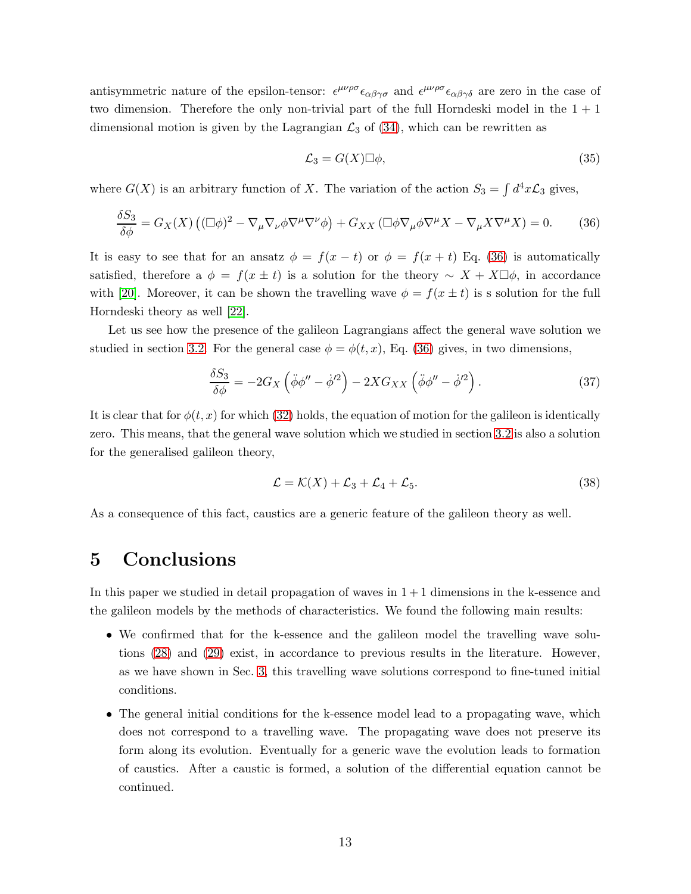antisymmetric nature of the epsilon-tensor: $\epsilon^{\mu\nu\rho\sigma}\epsilon_{\alpha\beta\gamma\sigma}$ and $\epsilon^{\mu\nu\rho\sigma}\epsilon_{\alpha\beta\gamma\delta}$ are zero in the case of two dimension. Therefore the only non-trivial part of the full Horndeski model in the $1+1$ dimensional motion is given by the Lagrangian $\mathcal{L}_3$ of (34), which can be rewritten as

$$\mathcal{L}_3 = G(X)\Box\phi, \tag{35}$$

where $G(X)$ is an arbitrary function of $X$. The variation of the action $S_3 = \int d^4x \mathcal{L}_3$ gives,

$$\frac{\delta S_3}{\delta \phi} = G_X(X)\left((\Box\phi)^2 - \nabla_\mu\nabla_\nu\phi\nabla^\mu\nabla^\nu\phi\right) + G_{XX}\left(\Box\phi\nabla_\mu\phi\nabla^\mu X - \nabla_\mu X\nabla^\mu X\right) = 0. \tag{36}$$

It is easy to see that for an ansatz $\phi = f(x-t)$ or $\phi = f(x+t)$ Eq. (36) is automatically satisfied, therefore a $\phi = f(x \pm t)$ is a solution for the theory $\sim X + X\Box\phi$, in accordance with [20]. Moreover, it can be shown the travelling wave $\phi = f(x \pm t)$ is s solution for the full Horndeski theory as well [22].

Let us see how the presence of the galileon Lagrangians affect the general wave solution we studied in section 3.2. For the general case $\phi = \phi(t,x)$, Eq. (36) gives, in two dimensions,

$$\frac{\delta S_3}{\delta \phi} = -2G_X\left(\ddot{\phi}\phi'' - \dot{\phi}'^2\right) - 2XG_{XX}\left(\ddot{\phi}\phi'' - \dot{\phi}'^2\right). \tag{37}$$

It is clear that for $\phi(t,x)$ for which (32) holds, the equation of motion for the galileon is identically zero. This means, that the general wave solution which we studied in section 3.2 is also a solution for the generalised galileon theory,

$$\mathcal{L} = \mathcal{K}(X) + \mathcal{L}_3 + \mathcal{L}_4 + \mathcal{L}_5. \tag{38}$$

As a consequence of this fact, caustics are a generic feature of the galileon theory as well.

# 5 Conclusions

In this paper we studied in detail propagation of waves in $1+1$ dimensions in the k-essence and the galileon models by the methods of characteristics. We found the following main results:

- We confirmed that for the k-essence and the galileon model the travelling wave solutions (28) and (29) exist, in accordance to previous results in the literature. However, as we have shown in Sec. 3, this travelling wave solutions correspond to fine-tuned initial conditions.
- The general initial conditions for the k-essence model lead to a propagating wave, which does not correspond to a travelling wave. The propagating wave does not preserve its form along its evolution. Eventually for a generic wave the evolution leads to formation of caustics. After a caustic is formed, a solution of the differential equation cannot be continued.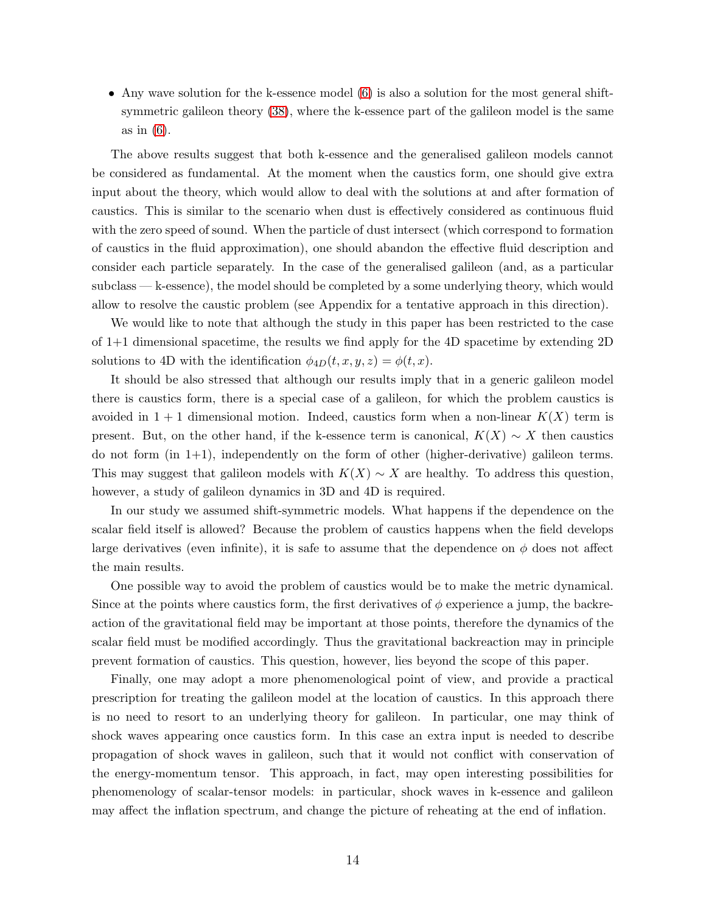- Any wave solution for the k-essence model (6) is also a solution for the most general shift-symmetric galileon theory (38), where the k-essence part of the galileon model is the same as in (6).

The above results suggest that both k-essence and the generalised galileon models cannot be considered as fundamental. At the moment when the caustics form, one should give extra input about the theory, which would allow to deal with the solutions at and after formation of caustics. This is similar to the scenario when dust is effectively considered as continuous fluid with the zero speed of sound. When the particle of dust intersect (which correspond to formation of caustics in the fluid approximation), one should abandon the effective fluid description and consider each particle separately. In the case of the generalised galileon (and, as a particular subclass — k-essence), the model should be completed by a some underlying theory, which would allow to resolve the caustic problem (see Appendix for a tentative approach in this direction).

We would like to note that although the study in this paper has been restricted to the case of 1+1 dimensional spacetime, the results we find apply for the 4D spacetime by extending 2D solutions to 4D with the identification $\phi_{4D}(t, x, y, z) = \phi(t, x)$.

It should be also stressed that although our results imply that in a generic galileon model there is caustics form, there is a special case of a galileon, for which the problem caustics is avoided in $1 + 1$ dimensional motion. Indeed, caustics form when a non-linear $K(X)$ term is present. But, on the other hand, if the k-essence term is canonical, $K(X) \sim X$ then caustics do not form (in 1+1), independently on the form of other (higher-derivative) galileon terms. This may suggest that galileon models with $K(X) \sim X$ are healthy. To address this question, however, a study of galileon dynamics in 3D and 4D is required.

In our study we assumed shift-symmetric models. What happens if the dependence on the scalar field itself is allowed? Because the problem of caustics happens when the field develops large derivatives (even infinite), it is safe to assume that the dependence on $\phi$ does not affect the main results.

One possible way to avoid the problem of caustics would be to make the metric dynamical. Since at the points where caustics form, the first derivatives of $\phi$ experience a jump, the backreaction of the gravitational field may be important at those points, therefore the dynamics of the scalar field must be modified accordingly. Thus the gravitational backreaction may in principle prevent formation of caustics. This question, however, lies beyond the scope of this paper.

Finally, one may adopt a more phenomenological point of view, and provide a practical prescription for treating the galileon model at the location of caustics. In this approach there is no need to resort to an underlying theory for galileon. In particular, one may think of shock waves appearing once caustics form. In this case an extra input is needed to describe propagation of shock waves in galileon, such that it would not conflict with conservation of the energy-momentum tensor. This approach, in fact, may open interesting possibilities for phenomenology of scalar-tensor models: in particular, shock waves in k-essence and galileon may affect the inflation spectrum, and change the picture of reheating at the end of inflation.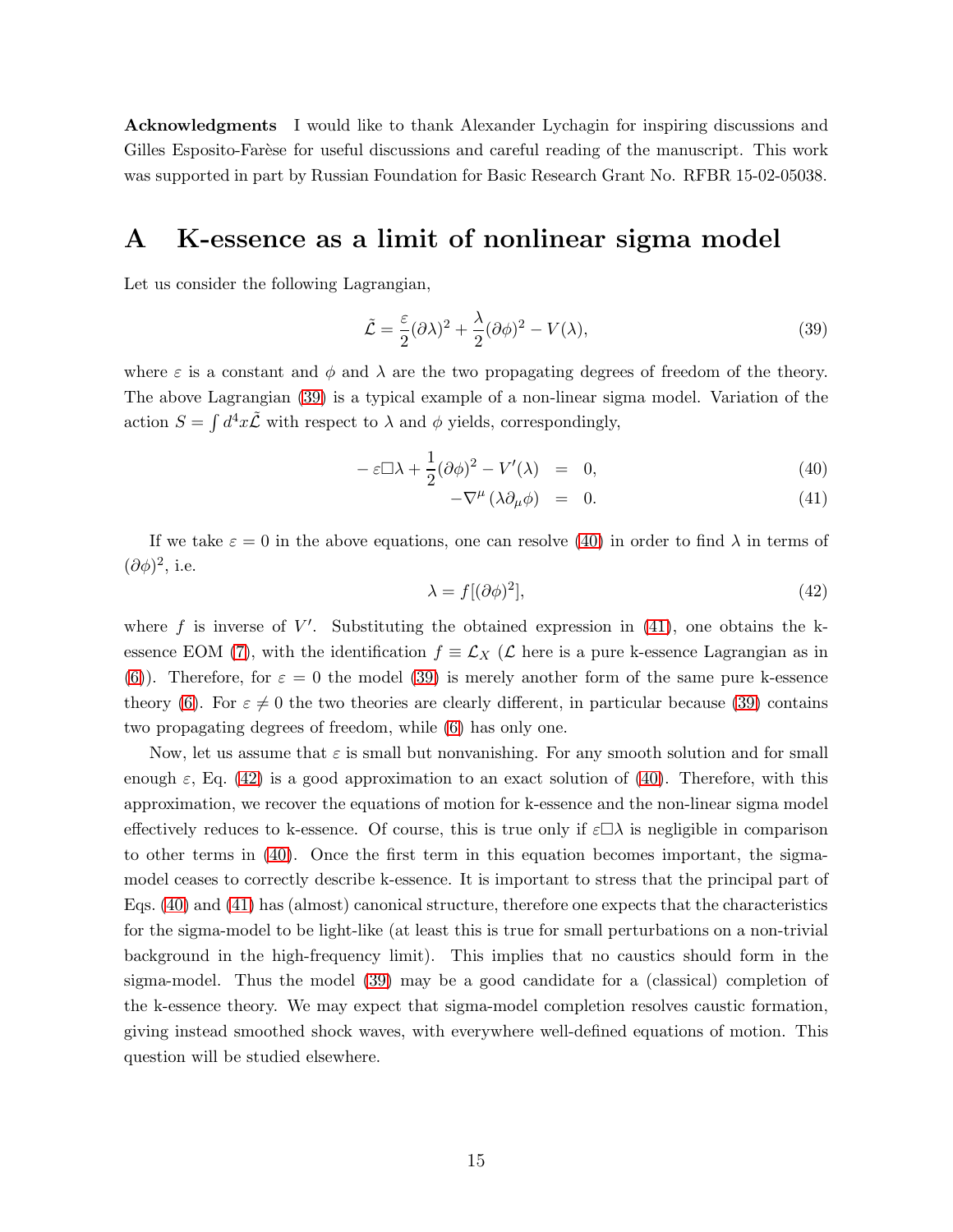**Acknowledgments** I would like to thank Alexander Lychagin for inspiring discussions and Gilles Esposito-Farèse for useful discussions and careful reading of the manuscript. This work was supported in part by Russian Foundation for Basic Research Grant No. RFBR 15-02-05038.

# A K-essence as a limit of nonlinear sigma model

Let us consider the following Lagrangian,

$$\tilde{\mathcal{L}} = \frac{\varepsilon}{2}(\partial\lambda)^2 + \frac{\lambda}{2}(\partial\phi)^2 - V(\lambda), \tag{39}$$

where $\varepsilon$ is a constant and $\phi$ and $\lambda$ are the two propagating degrees of freedom of the theory. The above Lagrangian (39) is a typical example of a non-linear sigma model. Variation of the action $S = \int d^4x\tilde{\mathcal{L}}$ with respect to $\lambda$ and $\phi$ yields, correspondingly,

$$-\varepsilon\Box\lambda + \frac{1}{2}(\partial\phi)^2 - V'(\lambda) = 0, \tag{40}$$

$$-\nabla^\mu\left(\lambda\partial_\mu\phi\right) = 0. \tag{41}$$

If we take $\varepsilon = 0$ in the above equations, one can resolve (40) in order to find $\lambda$ in terms of $(\partial\phi)^2$, i.e.

$$\lambda = f[(\partial\phi)^2], \tag{42}$$

where $f$ is inverse of $V'$. Substituting the obtained expression in (41), one obtains the k-essence EOM (7), with the identification $f \equiv \mathcal{L}_X$ ($\mathcal{L}$ here is a pure k-essence Lagrangian as in (6)). Therefore, for $\varepsilon = 0$ the model (39) is merely another form of the same pure k-essence theory (6). For $\varepsilon \neq 0$ the two theories are clearly different, in particular because (39) contains two propagating degrees of freedom, while (6) has only one.

Now, let us assume that $\varepsilon$ is small but nonvanishing. For any smooth solution and for small enough $\varepsilon$, Eq. (42) is a good approximation to an exact solution of (40). Therefore, with this approximation, we recover the equations of motion for k-essence and the non-linear sigma model effectively reduces to k-essence. Of course, this is true only if $\varepsilon\Box\lambda$ is negligible in comparison to other terms in (40). Once the first term in this equation becomes important, the sigma-model ceases to correctly describe k-essence. It is important to stress that the principal part of Eqs. (40) and (41) has (almost) canonical structure, therefore one expects that the characteristics for the sigma-model to be light-like (at least this is true for small perturbations on a non-trivial background in the high-frequency limit). This implies that no caustics should form in the sigma-model. Thus the model (39) may be a good candidate for a (classical) completion of the k-essence theory. We may expect that sigma-model completion resolves caustic formation, giving instead smoothed shock waves, with everywhere well-defined equations of motion. This question will be studied elsewhere.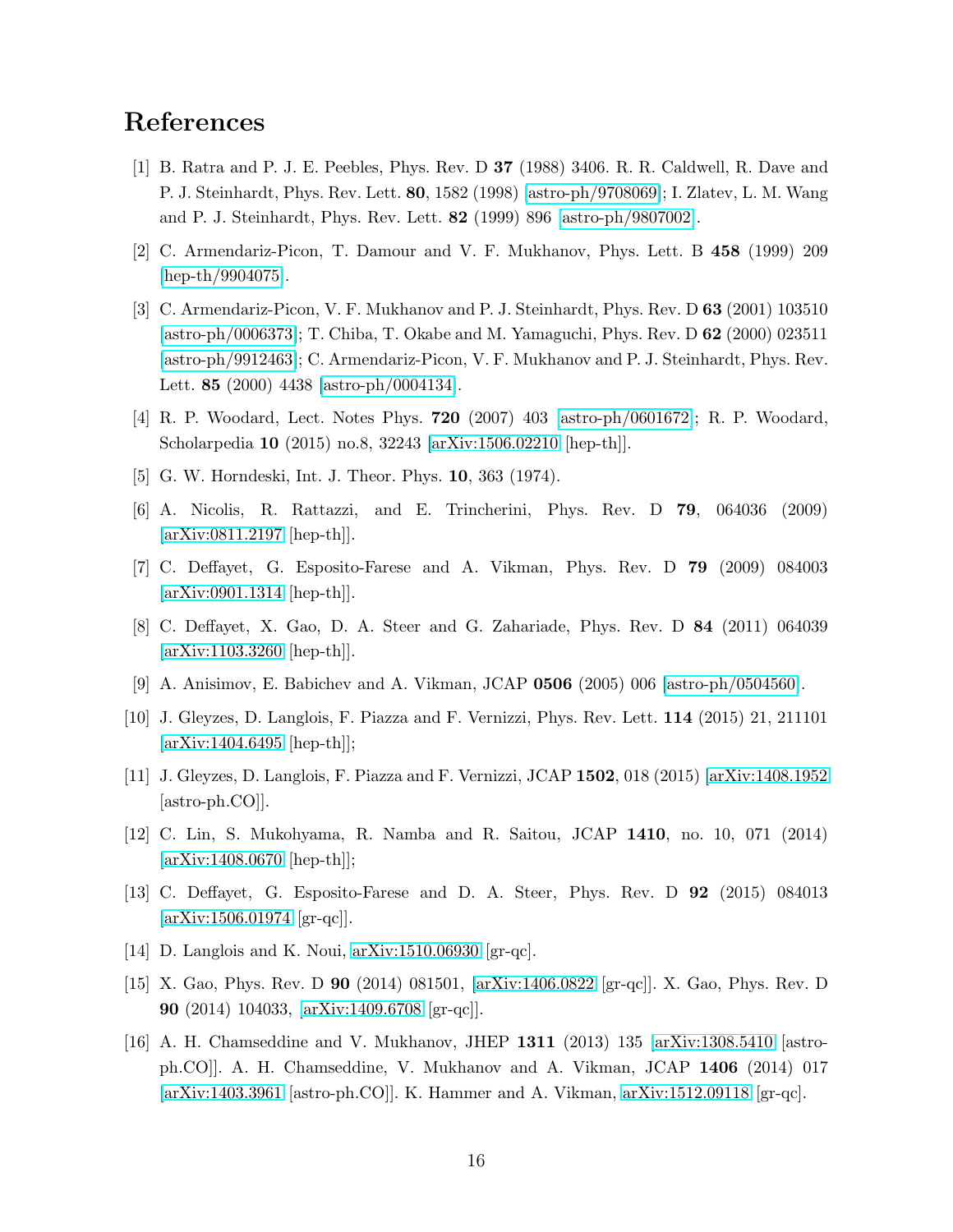# References

[1] B. Ratra and P. J. E. Peebles, Phys. Rev. D **37** (1988) 3406. R. R. Caldwell, R. Dave and P. J. Steinhardt, Phys. Rev. Lett. **80**, 1582 (1998) [astro-ph/9708069]; I. Zlatev, L. M. Wang and P. J. Steinhardt, Phys. Rev. Lett. **82** (1999) 896 [astro-ph/9807002].

[2] C. Armendariz-Picon, T. Damour and V. F. Mukhanov, Phys. Lett. B **458** (1999) 209 [hep-th/9904075].

[3] C. Armendariz-Picon, V. F. Mukhanov and P. J. Steinhardt, Phys. Rev. D **63** (2001) 103510 [astro-ph/0006373]; T. Chiba, T. Okabe and M. Yamaguchi, Phys. Rev. D **62** (2000) 023511 [astro-ph/9912463]; C. Armendariz-Picon, V. F. Mukhanov and P. J. Steinhardt, Phys. Rev. Lett. **85** (2000) 4438 [astro-ph/0004134].

[4] R. P. Woodard, Lect. Notes Phys. **720** (2007) 403 [astro-ph/0601672]; R. P. Woodard, Scholarpedia **10** (2015) no.8, 32243 [arXiv:1506.02210 [hep-th]].

[5] G. W. Horndeski, Int. J. Theor. Phys. **10**, 363 (1974).

[6] A. Nicolis, R. Rattazzi, and E. Trincherini, Phys. Rev. D **79**, 064036 (2009) [arXiv:0811.2197 [hep-th]].

[7] C. Deffayet, G. Esposito-Farese and A. Vikman, Phys. Rev. D **79** (2009) 084003 [arXiv:0901.1314 [hep-th]].

[8] C. Deffayet, X. Gao, D. A. Steer and G. Zahariade, Phys. Rev. D **84** (2011) 064039 [arXiv:1103.3260 [hep-th]].

[9] A. Anisimov, E. Babichev and A. Vikman, JCAP **0506** (2005) 006 [astro-ph/0504560].

[10] J. Gleyzes, D. Langlois, F. Piazza and F. Vernizzi, Phys. Rev. Lett. **114** (2015) 21, 211101 [arXiv:1404.6495 [hep-th]];

[11] J. Gleyzes, D. Langlois, F. Piazza and F. Vernizzi, JCAP **1502**, 018 (2015) [arXiv:1408.1952 [astro-ph.CO]].

[12] C. Lin, S. Mukohyama, R. Namba and R. Saitou, JCAP **1410**, no. 10, 071 (2014) [arXiv:1408.0670 [hep-th]];

[13] C. Deffayet, G. Esposito-Farese and D. A. Steer, Phys. Rev. D **92** (2015) 084013 [arXiv:1506.01974 [gr-qc]].

[14] D. Langlois and K. Noui, arXiv:1510.06930 [gr-qc].

[15] X. Gao, Phys. Rev. D **90** (2014) 081501, [arXiv:1406.0822 [gr-qc]]. X. Gao, Phys. Rev. D **90** (2014) 104033, [arXiv:1409.6708 [gr-qc]].

[16] A. H. Chamseddine and V. Mukhanov, JHEP **1311** (2013) 135 [arXiv:1308.5410 [astro-ph.CO]]. A. H. Chamseddine, V. Mukhanov and A. Vikman, JCAP **1406** (2014) 017 [arXiv:1403.3961 [astro-ph.CO]]. K. Hammer and A. Vikman, arXiv:1512.09118 [gr-qc].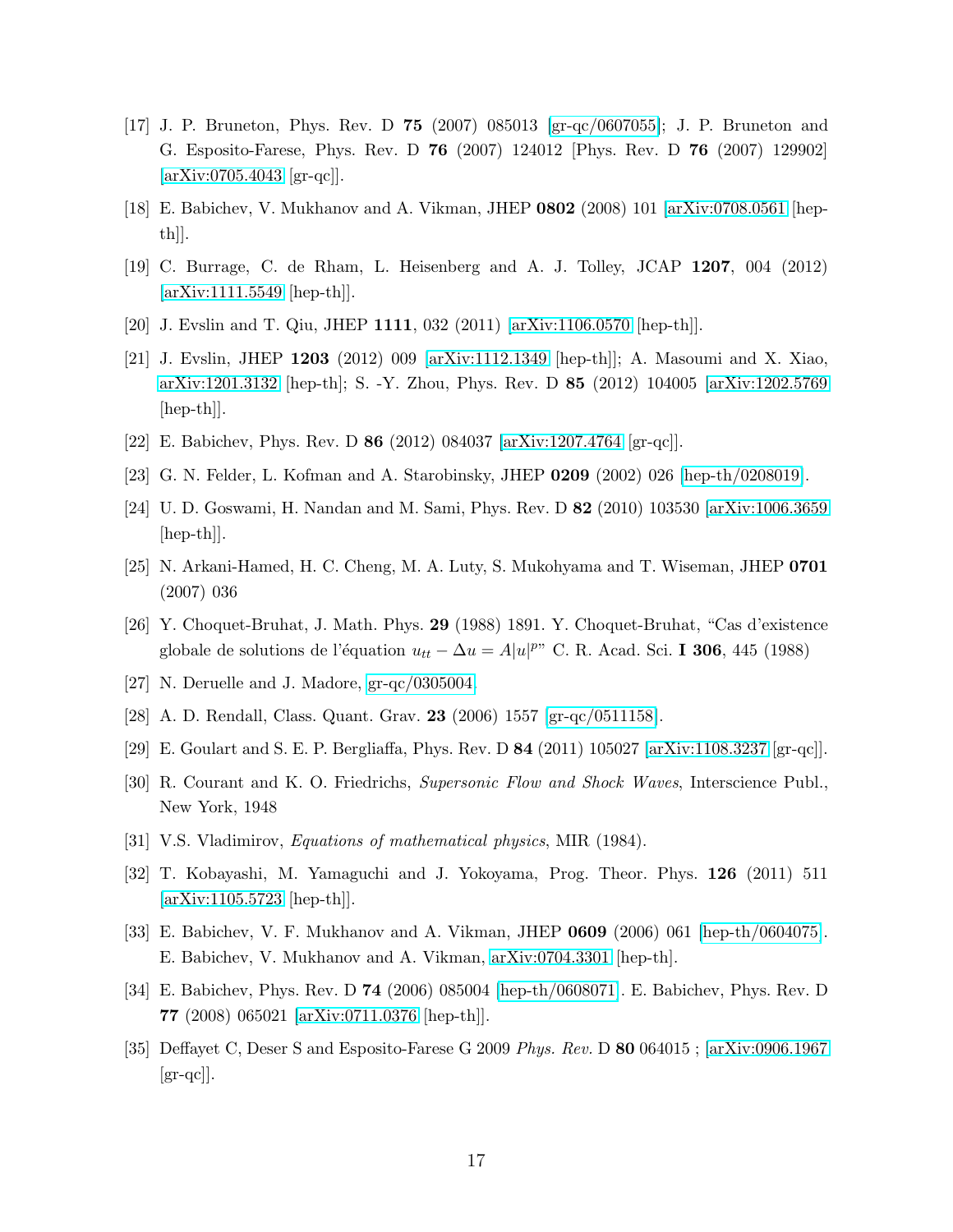[17] J. P. Bruneton, Phys. Rev. D **75** (2007) 085013 [gr-qc/0607055]; J. P. Bruneton and G. Esposito-Farese, Phys. Rev. D **76** (2007) 124012 [Phys. Rev. D **76** (2007) 129902] [arXiv:0705.4043 [gr-qc]].

[18] E. Babichev, V. Mukhanov and A. Vikman, JHEP **0802** (2008) 101 [arXiv:0708.0561 [hep-th]].

[19] C. Burrage, C. de Rham, L. Heisenberg and A. J. Tolley, JCAP **1207**, 004 (2012) [arXiv:1111.5549 [hep-th]].

[20] J. Evslin and T. Qiu, JHEP **1111**, 032 (2011) [arXiv:1106.0570 [hep-th]].

[21] J. Evslin, JHEP **1203** (2012) 009 [arXiv:1112.1349 [hep-th]]; A. Masoumi and X. Xiao, arXiv:1201.3132 [hep-th]; S. -Y. Zhou, Phys. Rev. D **85** (2012) 104005 [arXiv:1202.5769 [hep-th]].

[22] E. Babichev, Phys. Rev. D **86** (2012) 084037 [arXiv:1207.4764 [gr-qc]].

[23] G. N. Felder, L. Kofman and A. Starobinsky, JHEP **0209** (2002) 026 [hep-th/0208019].

[24] U. D. Goswami, H. Nandan and M. Sami, Phys. Rev. D **82** (2010) 103530 [arXiv:1006.3659 [hep-th]].

[25] N. Arkani-Hamed, H. C. Cheng, M. A. Luty, S. Mukohyama and T. Wiseman, JHEP **0701** (2007) 036

[26] Y. Choquet-Bruhat, J. Math. Phys. **29** (1988) 1891. Y. Choquet-Bruhat, "Cas d'existence globale de solutions de l'équation $u_{tt} - \Delta u = A|u|^p$" C. R. Acad. Sci. **I 306**, 445 (1988)

[27] N. Deruelle and J. Madore, gr-qc/0305004.

[28] A. D. Rendall, Class. Quant. Grav. **23** (2006) 1557 [gr-qc/0511158].

[29] E. Goulart and S. E. P. Bergliaffa, Phys. Rev. D **84** (2011) 105027 [arXiv:1108.3237 [gr-qc]].

[30] R. Courant and K. O. Friedrichs, *Supersonic Flow and Shock Waves*, Interscience Publ., New York, 1948

[31] V.S. Vladimirov, *Equations of mathematical physics*, MIR (1984).

[32] T. Kobayashi, M. Yamaguchi and J. Yokoyama, Prog. Theor. Phys. **126** (2011) 511 [arXiv:1105.5723 [hep-th]].

[33] E. Babichev, V. F. Mukhanov and A. Vikman, JHEP **0609** (2006) 061 [hep-th/0604075]. E. Babichev, V. Mukhanov and A. Vikman, arXiv:0704.3301 [hep-th].

[34] E. Babichev, Phys. Rev. D **74** (2006) 085004 [hep-th/0608071]. E. Babichev, Phys. Rev. D **77** (2008) 065021 [arXiv:0711.0376 [hep-th]].

[35] Deffayet C, Deser S and Esposito-Farese G 2009 *Phys. Rev.* D **80** 064015 ; [arXiv:0906.1967 [gr-qc]].